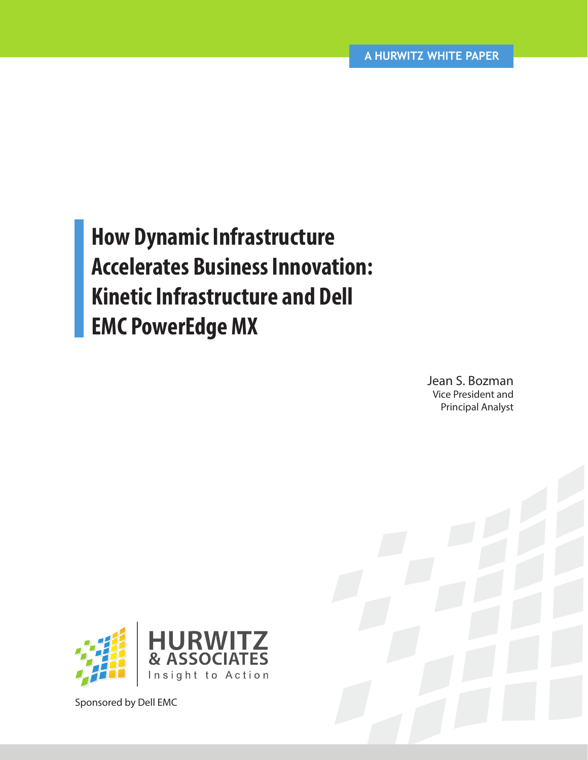A HURWITZ WHITE PAPER

# How Dynamic Infrastructure Accelerates Business Innovation: Kinetic Infrastructure and Dell EMC PowerEdge MX

Jean S. Bozman
Vice President and
Principal Analyst

HURWITZ & ASSOCIATES
Insight to Action

Sponsored by Dell EMC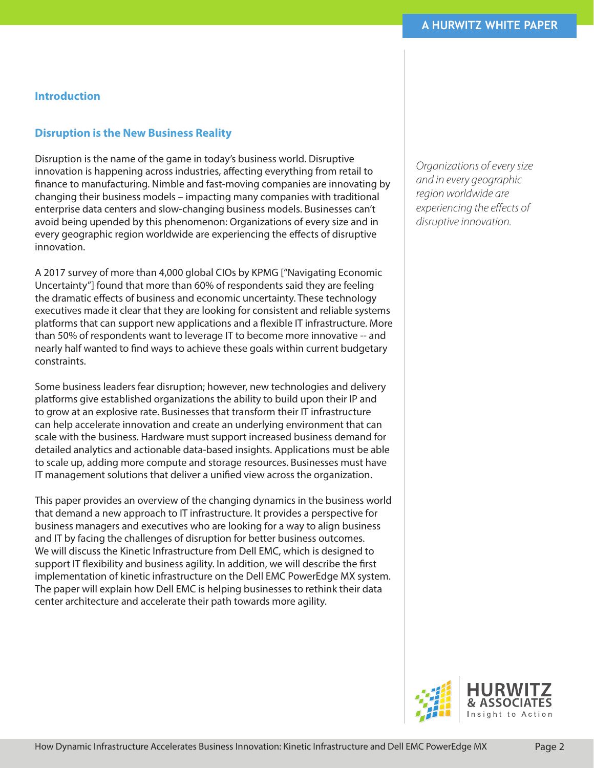## Introduction

### Disruption is the New Business Reality

Disruption is the name of the game in today's business world. Disruptive innovation is happening across industries, affecting everything from retail to finance to manufacturing. Nimble and fast-moving companies are innovating by changing their business models – impacting many companies with traditional enterprise data centers and slow-changing business models. Businesses can't avoid being upended by this phenomenon: Organizations of every size and in every geographic region worldwide are experiencing the effects of disruptive innovation.

*Organizations of every size and in every geographic region worldwide are experiencing the effects of disruptive innovation.*

A 2017 survey of more than 4,000 global CIOs by KPMG ["Navigating Economic Uncertainty"] found that more than 60% of respondents said they are feeling the dramatic effects of business and economic uncertainty. These technology executives made it clear that they are looking for consistent and reliable systems platforms that can support new applications and a flexible IT infrastructure. More than 50% of respondents want to leverage IT to become more innovative -- and nearly half wanted to find ways to achieve these goals within current budgetary constraints.

Some business leaders fear disruption; however, new technologies and delivery platforms give established organizations the ability to build upon their IP and to grow at an explosive rate. Businesses that transform their IT infrastructure can help accelerate innovation and create an underlying environment that can scale with the business. Hardware must support increased business demand for detailed analytics and actionable data-based insights. Applications must be able to scale up, adding more compute and storage resources. Businesses must have IT management solutions that deliver a unified view across the organization.

This paper provides an overview of the changing dynamics in the business world that demand a new approach to IT infrastructure. It provides a perspective for business managers and executives who are looking for a way to align business and IT by facing the challenges of disruption for better business outcomes. We will discuss the Kinetic Infrastructure from Dell EMC, which is designed to support IT flexibility and business agility. In addition, we will describe the first implementation of kinetic infrastructure on the Dell EMC PowerEdge MX system. The paper will explain how Dell EMC is helping businesses to rethink their data center architecture and accelerate their path towards more agility.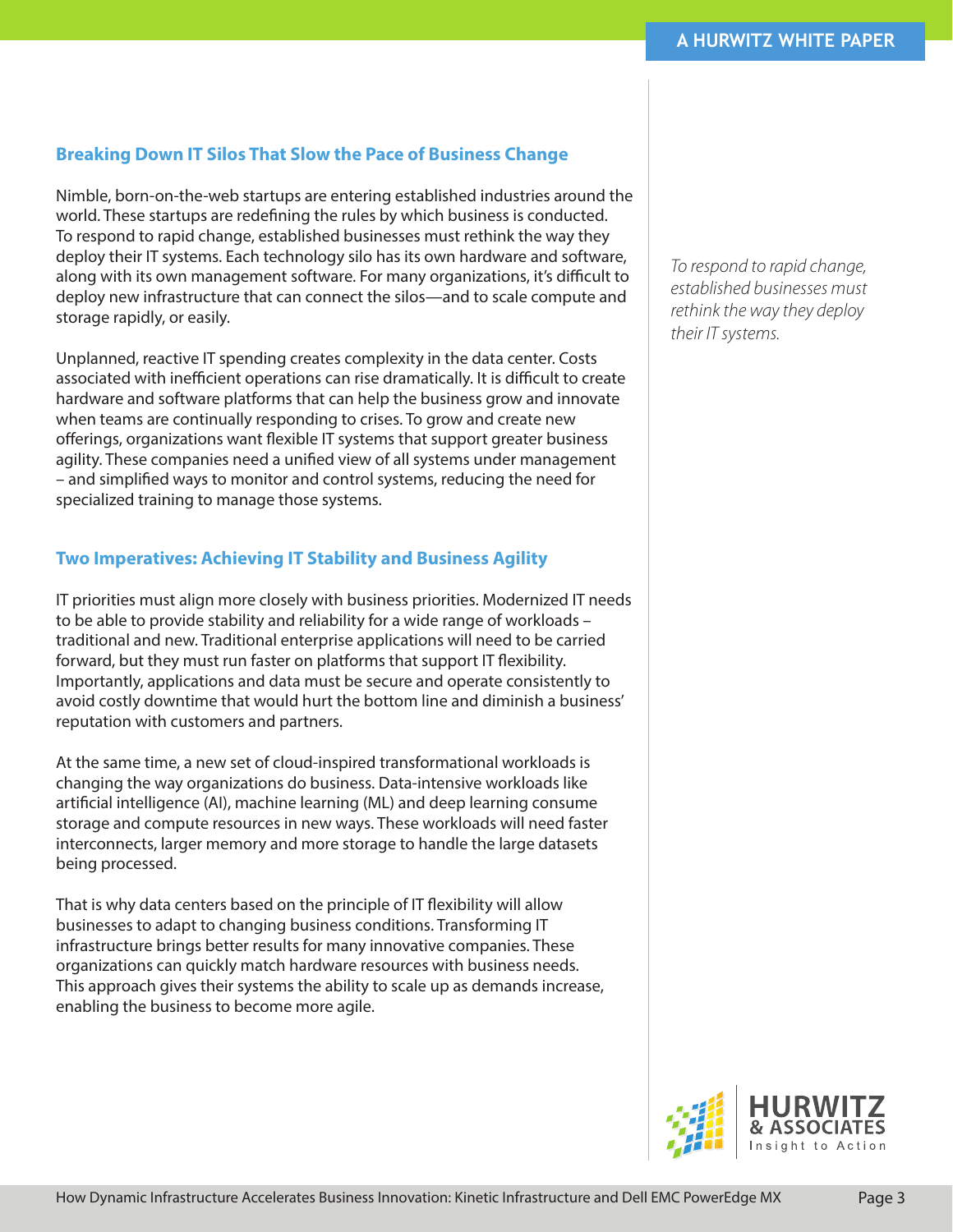## Breaking Down IT Silos That Slow the Pace of Business Change

Nimble, born-on-the-web startups are entering established industries around the world. These startups are redefining the rules by which business is conducted. To respond to rapid change, established businesses must rethink the way they deploy their IT systems. Each technology silo has its own hardware and software, along with its own management software. For many organizations, it's difficult to deploy new infrastructure that can connect the silos—and to scale compute and storage rapidly, or easily.

*To respond to rapid change, established businesses must rethink the way they deploy their IT systems.*

Unplanned, reactive IT spending creates complexity in the data center. Costs associated with inefficient operations can rise dramatically. It is difficult to create hardware and software platforms that can help the business grow and innovate when teams are continually responding to crises. To grow and create new offerings, organizations want flexible IT systems that support greater business agility. These companies need a unified view of all systems under management – and simplified ways to monitor and control systems, reducing the need for specialized training to manage those systems.

## Two Imperatives: Achieving IT Stability and Business Agility

IT priorities must align more closely with business priorities. Modernized IT needs to be able to provide stability and reliability for a wide range of workloads – traditional and new. Traditional enterprise applications will need to be carried forward, but they must run faster on platforms that support IT flexibility. Importantly, applications and data must be secure and operate consistently to avoid costly downtime that would hurt the bottom line and diminish a business' reputation with customers and partners.

At the same time, a new set of cloud-inspired transformational workloads is changing the way organizations do business. Data-intensive workloads like artificial intelligence (AI), machine learning (ML) and deep learning consume storage and compute resources in new ways. These workloads will need faster interconnects, larger memory and more storage to handle the large datasets being processed.

That is why data centers based on the principle of IT flexibility will allow businesses to adapt to changing business conditions. Transforming IT infrastructure brings better results for many innovative companies. These organizations can quickly match hardware resources with business needs. This approach gives their systems the ability to scale up as demands increase, enabling the business to become more agile.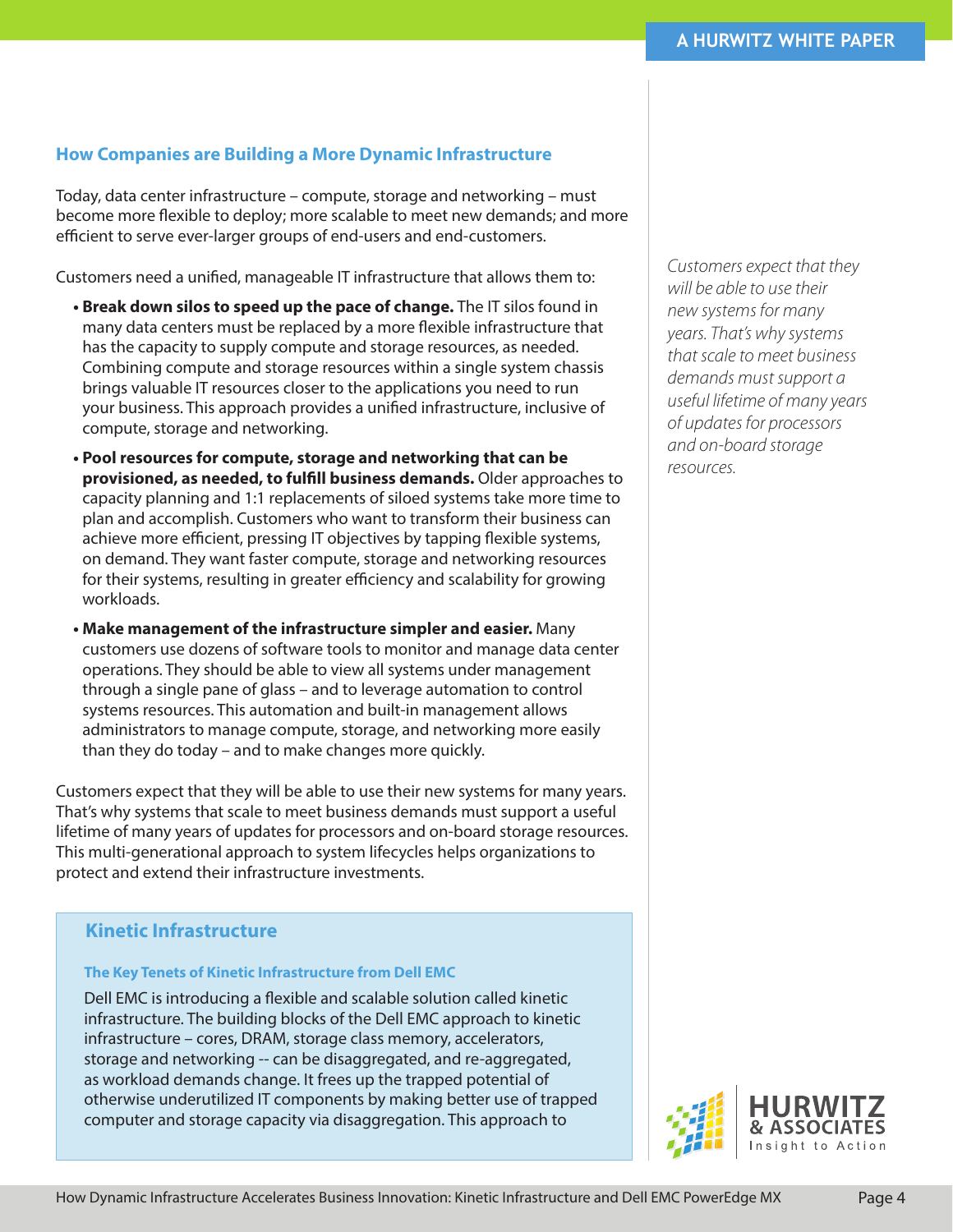## How Companies are Building a More Dynamic Infrastructure

Today, data center infrastructure – compute, storage and networking – must become more flexible to deploy; more scalable to meet new demands; and more efficient to serve ever-larger groups of end-users and end-customers.

Customers need a unified, manageable IT infrastructure that allows them to:

- **Break down silos to speed up the pace of change.** The IT silos found in many data centers must be replaced by a more flexible infrastructure that has the capacity to supply compute and storage resources, as needed. Combining compute and storage resources within a single system chassis brings valuable IT resources closer to the applications you need to run your business. This approach provides a unified infrastructure, inclusive of compute, storage and networking.
- **Pool resources for compute, storage and networking that can be provisioned, as needed, to fulfill business demands.** Older approaches to capacity planning and 1:1 replacements of siloed systems take more time to plan and accomplish. Customers who want to transform their business can achieve more efficient, pressing IT objectives by tapping flexible systems, on demand. They want faster compute, storage and networking resources for their systems, resulting in greater efficiency and scalability for growing workloads.
- **Make management of the infrastructure simpler and easier.** Many customers use dozens of software tools to monitor and manage data center operations. They should be able to view all systems under management through a single pane of glass – and to leverage automation to control systems resources. This automation and built-in management allows administrators to manage compute, storage, and networking more easily than they do today – and to make changes more quickly.

Customers expect that they will be able to use their new systems for many years. That's why systems that scale to meet business demands must support a useful lifetime of many years of updates for processors and on-board storage resources. This multi-generational approach to system lifecycles helps organizations to protect and extend their infrastructure investments.

*Customers expect that they will be able to use their new systems for many years. That's why systems that scale to meet business demands must support a useful lifetime of many years of updates for processors and on-board storage resources.*

### Kinetic Infrastructure

#### The Key Tenets of Kinetic Infrastructure from Dell EMC

Dell EMC is introducing a flexible and scalable solution called kinetic infrastructure. The building blocks of the Dell EMC approach to kinetic infrastructure – cores, DRAM, storage class memory, accelerators, storage and networking -- can be disaggregated, and re-aggregated, as workload demands change. It frees up the trapped potential of otherwise underutilized IT components by making better use of trapped computer and storage capacity via disaggregation. This approach to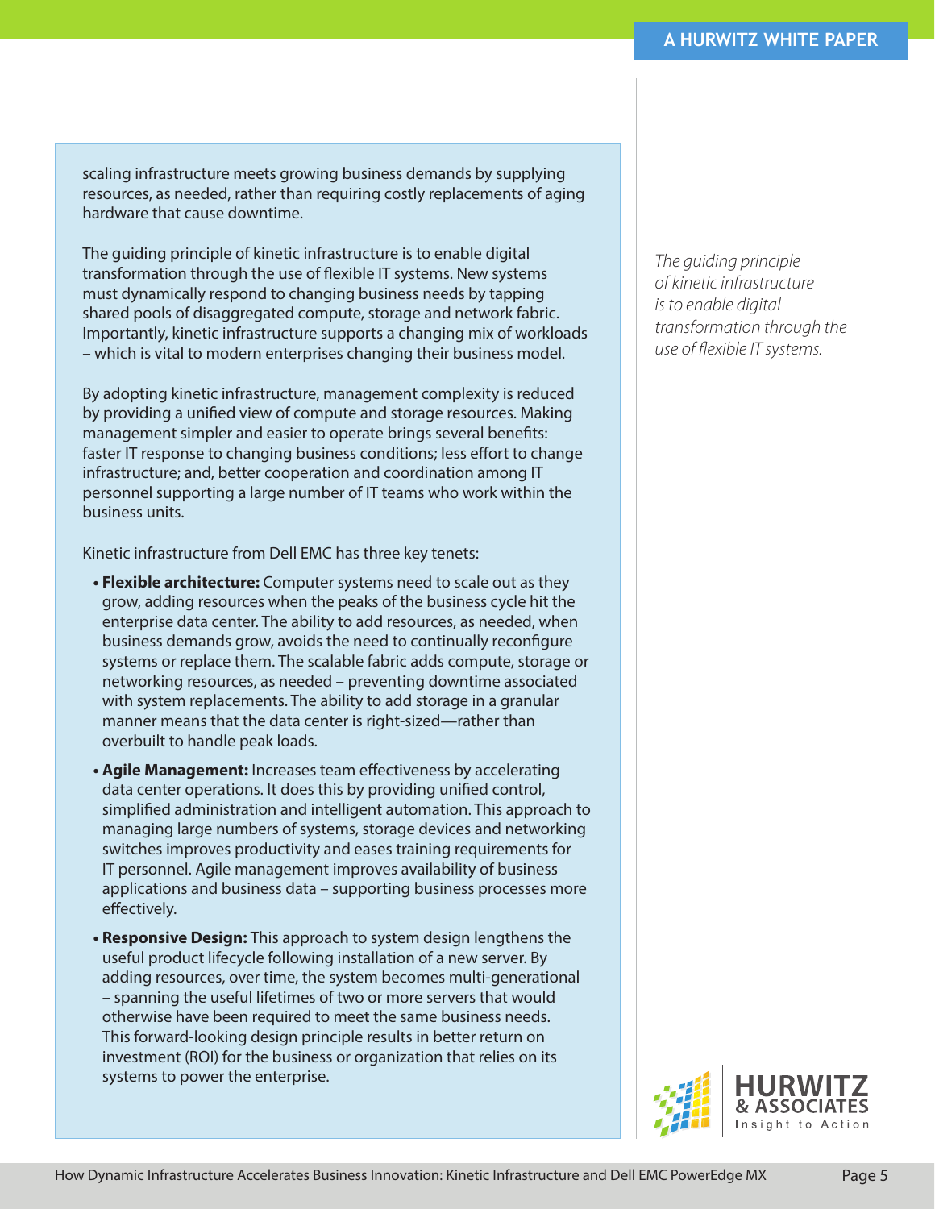scaling infrastructure meets growing business demands by supplying resources, as needed, rather than requiring costly replacements of aging hardware that cause downtime.

The guiding principle of kinetic infrastructure is to enable digital transformation through the use of flexible IT systems. New systems must dynamically respond to changing business needs by tapping shared pools of disaggregated compute, storage and network fabric. Importantly, kinetic infrastructure supports a changing mix of workloads – which is vital to modern enterprises changing their business model.

*The guiding principle of kinetic infrastructure is to enable digital transformation through the use of flexible IT systems.*

By adopting kinetic infrastructure, management complexity is reduced by providing a unified view of compute and storage resources. Making management simpler and easier to operate brings several benefits: faster IT response to changing business conditions; less effort to change infrastructure; and, better cooperation and coordination among IT personnel supporting a large number of IT teams who work within the business units.

Kinetic infrastructure from Dell EMC has three key tenets:

- **Flexible architecture:** Computer systems need to scale out as they grow, adding resources when the peaks of the business cycle hit the enterprise data center. The ability to add resources, as needed, when business demands grow, avoids the need to continually reconfigure systems or replace them. The scalable fabric adds compute, storage or networking resources, as needed – preventing downtime associated with system replacements. The ability to add storage in a granular manner means that the data center is right-sized—rather than overbuilt to handle peak loads.
- **Agile Management:** Increases team effectiveness by accelerating data center operations. It does this by providing unified control, simplified administration and intelligent automation. This approach to managing large numbers of systems, storage devices and networking switches improves productivity and eases training requirements for IT personnel. Agile management improves availability of business applications and business data – supporting business processes more effectively.
- **Responsive Design:** This approach to system design lengthens the useful product lifecycle following installation of a new server. By adding resources, over time, the system becomes multi-generational – spanning the useful lifetimes of two or more servers that would otherwise have been required to meet the same business needs. This forward-looking design principle results in better return on investment (ROI) for the business or organization that relies on its systems to power the enterprise.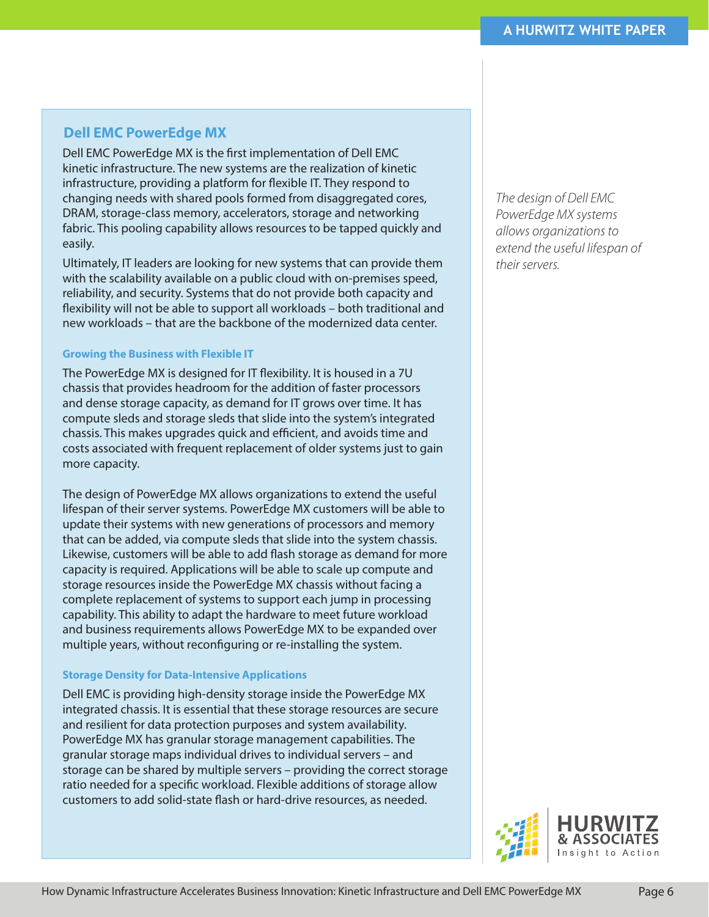## Dell EMC PowerEdge MX

Dell EMC PowerEdge MX is the first implementation of Dell EMC kinetic infrastructure. The new systems are the realization of kinetic infrastructure, providing a platform for flexible IT. They respond to changing needs with shared pools formed from disaggregated cores, DRAM, storage-class memory, accelerators, storage and networking fabric. This pooling capability allows resources to be tapped quickly and easily.

Ultimately, IT leaders are looking for new systems that can provide them with the scalability available on a public cloud with on-premises speed, reliability, and security. Systems that do not provide both capacity and flexibility will not be able to support all workloads – both traditional and new workloads – that are the backbone of the modernized data center.

### Growing the Business with Flexible IT

The PowerEdge MX is designed for IT flexibility. It is housed in a 7U chassis that provides headroom for the addition of faster processors and dense storage capacity, as demand for IT grows over time. It has compute sleds and storage sleds that slide into the system's integrated chassis. This makes upgrades quick and efficient, and avoids time and costs associated with frequent replacement of older systems just to gain more capacity.

The design of PowerEdge MX allows organizations to extend the useful lifespan of their server systems. PowerEdge MX customers will be able to update their systems with new generations of processors and memory that can be added, via compute sleds that slide into the system chassis. Likewise, customers will be able to add flash storage as demand for more capacity is required. Applications will be able to scale up compute and storage resources inside the PowerEdge MX chassis without facing a complete replacement of systems to support each jump in processing capability. This ability to adapt the hardware to meet future workload and business requirements allows PowerEdge MX to be expanded over multiple years, without reconfiguring or re-installing the system.

*The design of Dell EMC PowerEdge MX systems allows organizations to extend the useful lifespan of their servers.*

### Storage Density for Data-Intensive Applications

Dell EMC is providing high-density storage inside the PowerEdge MX integrated chassis. It is essential that these storage resources are secure and resilient for data protection purposes and system availability. PowerEdge MX has granular storage management capabilities. The granular storage maps individual drives to individual servers – and storage can be shared by multiple servers – providing the correct storage ratio needed for a specific workload. Flexible additions of storage allow customers to add solid-state flash or hard-drive resources, as needed.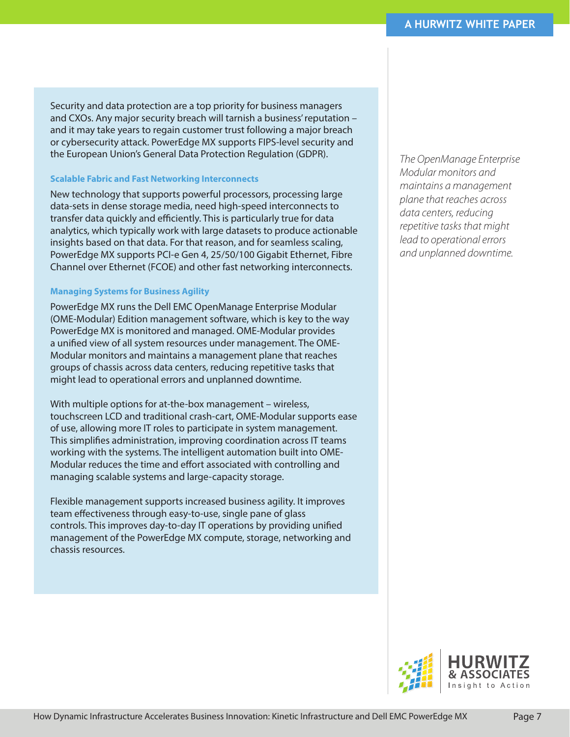Security and data protection are a top priority for business managers and CXOs. Any major security breach will tarnish a business' reputation – and it may take years to regain customer trust following a major breach or cybersecurity attack. PowerEdge MX supports FIPS-level security and the European Union's General Data Protection Regulation (GDPR).

### Scalable Fabric and Fast Networking Interconnects

New technology that supports powerful processors, processing large data-sets in dense storage media, need high-speed interconnects to transfer data quickly and efficiently. This is particularly true for data analytics, which typically work with large datasets to produce actionable insights based on that data. For that reason, and for seamless scaling, PowerEdge MX supports PCI-e Gen 4, 25/50/100 Gigabit Ethernet, Fibre Channel over Ethernet (FCOE) and other fast networking interconnects.

### Managing Systems for Business Agility

PowerEdge MX runs the Dell EMC OpenManage Enterprise Modular (OME-Modular) Edition management software, which is key to the way PowerEdge MX is monitored and managed. OME-Modular provides a unified view of all system resources under management. The OME-Modular monitors and maintains a management plane that reaches groups of chassis across data centers, reducing repetitive tasks that might lead to operational errors and unplanned downtime.

With multiple options for at-the-box management – wireless, touchscreen LCD and traditional crash-cart, OME-Modular supports ease of use, allowing more IT roles to participate in system management. This simplifies administration, improving coordination across IT teams working with the systems. The intelligent automation built into OME-Modular reduces the time and effort associated with controlling and managing scalable systems and large-capacity storage.

Flexible management supports increased business agility. It improves team effectiveness through easy-to-use, single pane of glass controls. This improves day-to-day IT operations by providing unified management of the PowerEdge MX compute, storage, networking and chassis resources.

*The OpenManage Enterprise Modular monitors and maintains a management plane that reaches across data centers, reducing repetitive tasks that might lead to operational errors and unplanned downtime.*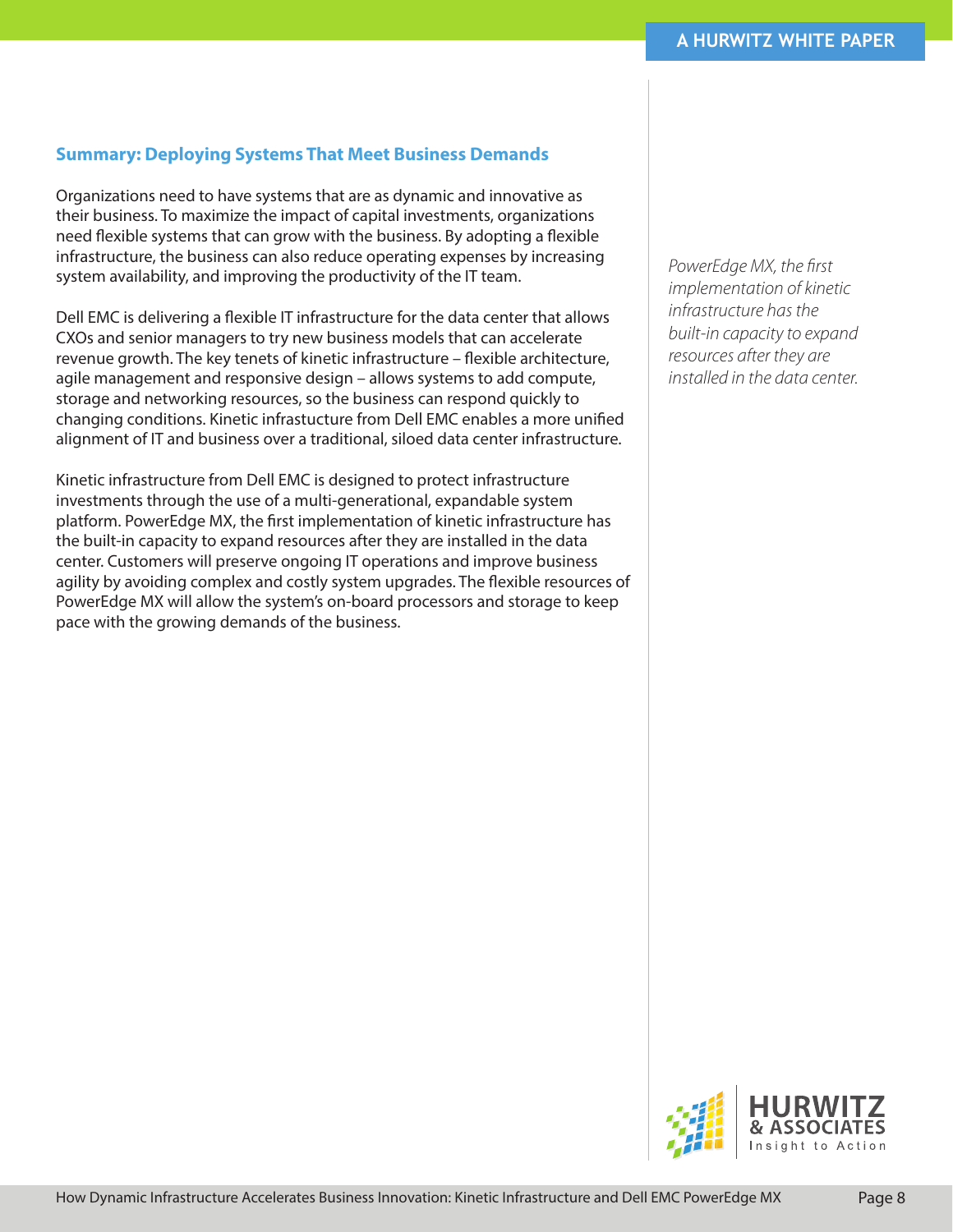## Summary: Deploying Systems That Meet Business Demands

Organizations need to have systems that are as dynamic and innovative as their business. To maximize the impact of capital investments, organizations need flexible systems that can grow with the business. By adopting a flexible infrastructure, the business can also reduce operating expenses by increasing system availability, and improving the productivity of the IT team.

Dell EMC is delivering a flexible IT infrastructure for the data center that allows CXOs and senior managers to try new business models that can accelerate revenue growth. The key tenets of kinetic infrastructure – flexible architecture, agile management and responsive design – allows systems to add compute, storage and networking resources, so the business can respond quickly to changing conditions. Kinetic infrastucture from Dell EMC enables a more unified alignment of IT and business over a traditional, siloed data center infrastructure.

Kinetic infrastructure from Dell EMC is designed to protect infrastructure investments through the use of a multi-generational, expandable system platform. PowerEdge MX, the first implementation of kinetic infrastructure has the built-in capacity to expand resources after they are installed in the data center. Customers will preserve ongoing IT operations and improve business agility by avoiding complex and costly system upgrades. The flexible resources of PowerEdge MX will allow the system's on-board processors and storage to keep pace with the growing demands of the business.

*PowerEdge MX, the first implementation of kinetic infrastructure has the built-in capacity to expand resources after they are installed in the data center.*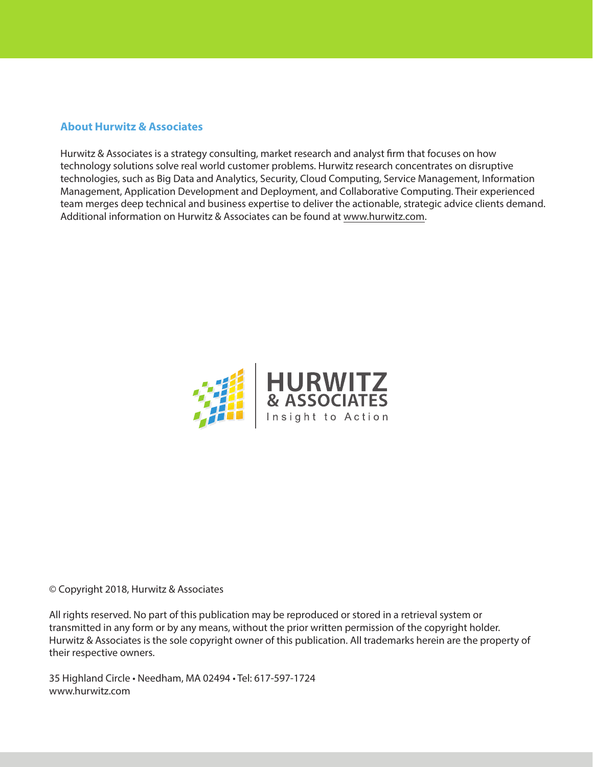## About Hurwitz & Associates

Hurwitz & Associates is a strategy consulting, market research and analyst firm that focuses on how technology solutions solve real world customer problems. Hurwitz research concentrates on disruptive technologies, such as Big Data and Analytics, Security, Cloud Computing, Service Management, Information Management, Application Development and Deployment, and Collaborative Computing. Their experienced team merges deep technical and business expertise to deliver the actionable, strategic advice clients demand. Additional information on Hurwitz & Associates can be found at www.hurwitz.com.

HURWITZ
& ASSOCIATES
Insight to Action

© Copyright 2018, Hurwitz & Associates

All rights reserved. No part of this publication may be reproduced or stored in a retrieval system or transmitted in any form or by any means, without the prior written permission of the copyright holder. Hurwitz & Associates is the sole copyright owner of this publication. All trademarks herein are the property of their respective owners.

35 Highland Circle • Needham, MA 02494 • Tel: 617-597-1724
www.hurwitz.com